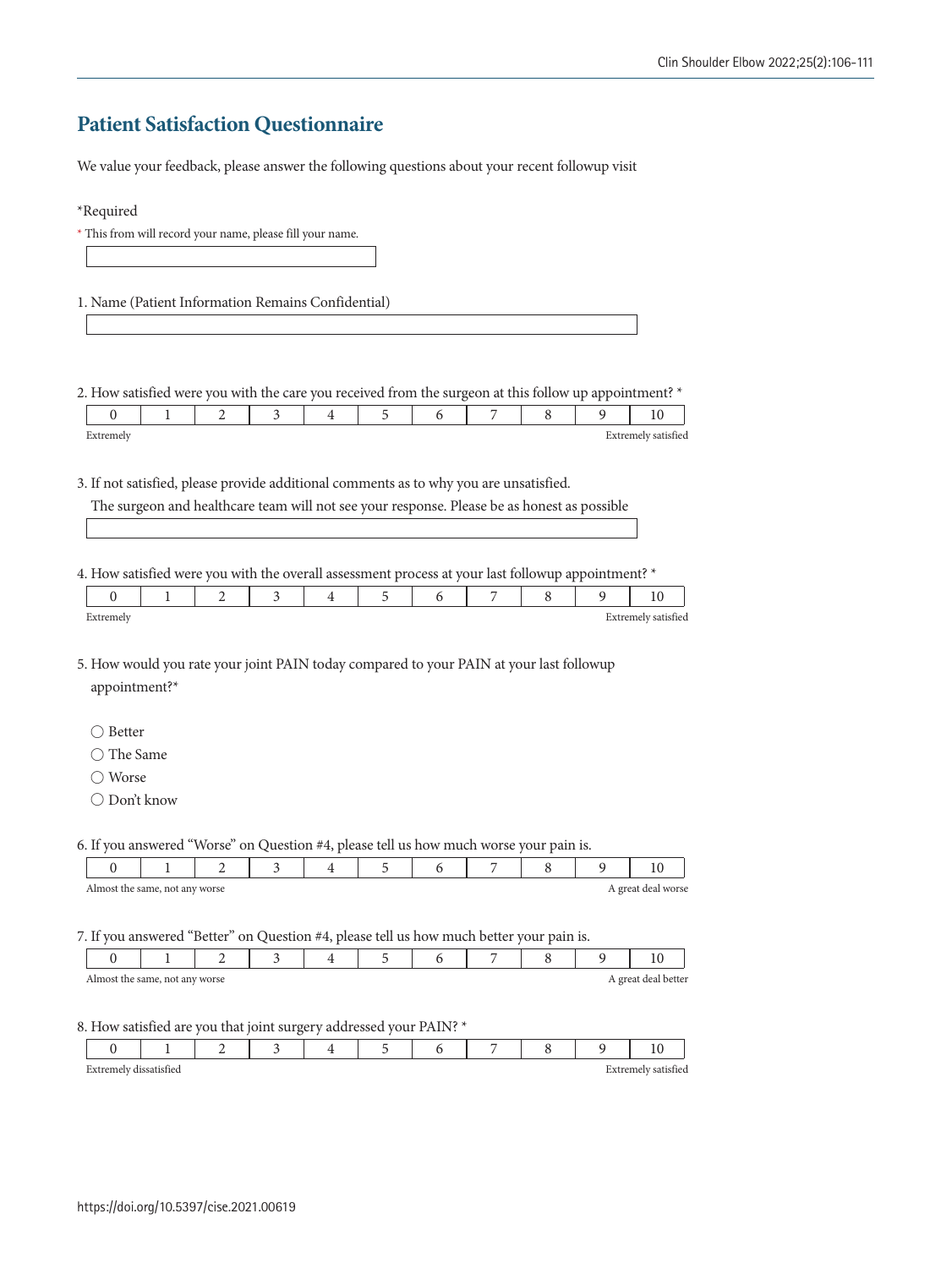## Patient Satisfaction Questionnaire

We value your feedback, please answer the following questions about your recent followup visit

*Required

* This from will record your name, please fill your name.

1. Name (Patient Information Remains Confidential)

2. How satisfied were you with the care you received from the surgeon at this follow up appointment? *

| 0 | 1 | 2 | 3 | 4 | 5 | 6 | 7 | 8 | 9 | 10 |
|---|---|---|---|---|---|---|---|---|---|---|

Extremely | Extremely satisfied

3. If not satisfied, please provide additional comments as to why you are unsatisfied.
   The surgeon and healthcare team will not see your response. Please be as honest as possible

4. How satisfied were you with the overall assessment process at your last followup appointment? *

| 0 | 1 | 2 | 3 | 4 | 5 | 6 | 7 | 8 | 9 | 10 |
|---|---|---|---|---|---|---|---|---|---|---|

Extremely | Extremely satisfied

5. How would you rate your joint PAIN today compared to your PAIN at your last followup appointment?*

◯ Better
◯ The Same
◯ Worse
◯ Don't know

6. If you answered "Worse" on Question #4, please tell us how much worse your pain is.

| 0 | 1 | 2 | 3 | 4 | 5 | 6 | 7 | 8 | 9 | 10 |
|---|---|---|---|---|---|---|---|---|---|---|

Almost the same, not any worse | A great deal worse

7. If you answered "Better" on Question #4, please tell us how much better your pain is.

| 0 | 1 | 2 | 3 | 4 | 5 | 6 | 7 | 8 | 9 | 10 |
|---|---|---|---|---|---|---|---|---|---|---|

Almost the same, not any worse | A great deal better

8. How satisfied are you that joint surgery addressed your PAIN? *

| 0 | 1 | 2 | 3 | 4 | 5 | 6 | 7 | 8 | 9 | 10 |
|---|---|---|---|---|---|---|---|---|---|---|

Extremely dissatisfied | Extremely satisfied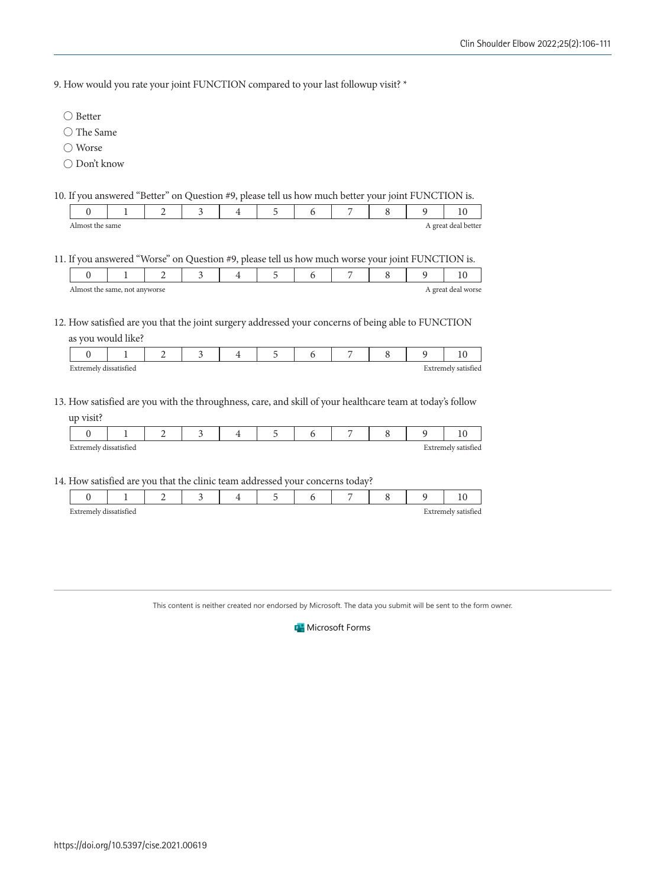9. How would you rate your joint FUNCTION compared to your last followup visit? *

- ◯ Better
- ◯ The Same
- ◯ Worse
- ◯ Don't know

10. If you answered "Better" on Question #9, please tell us how much better your joint FUNCTION is.

| 0 | 1 | 2 | 3 | 4 | 5 | 6 | 7 | 8 | 9 | 10 |
|---|---|---|---|---|---|---|---|---|---|---|

Almost the same — A great deal better

11. If you answered "Worse" on Question #9, please tell us how much worse your joint FUNCTION is.

| 0 | 1 | 2 | 3 | 4 | 5 | 6 | 7 | 8 | 9 | 10 |
|---|---|---|---|---|---|---|---|---|---|---|

Almost the same, not anyworse — A great deal worse

12. How satisfied are you that the joint surgery addressed your concerns of being able to FUNCTION as you would like?

| 0 | 1 | 2 | 3 | 4 | 5 | 6 | 7 | 8 | 9 | 10 |
|---|---|---|---|---|---|---|---|---|---|---|

Extremely dissatisfied — Extremely satisfied

13. How satisfied are you with the throughness, care, and skill of your healthcare team at today's follow up visit?

| 0 | 1 | 2 | 3 | 4 | 5 | 6 | 7 | 8 | 9 | 10 |
|---|---|---|---|---|---|---|---|---|---|---|

Extremely dissatisfied — Extremely satisfied

14. How satisfied are you that the clinic team addressed your concerns today?

| 0 | 1 | 2 | 3 | 4 | 5 | 6 | 7 | 8 | 9 | 10 |
|---|---|---|---|---|---|---|---|---|---|---|

Extremely dissatisfied — Extremely satisfied

This content is neither created nor endorsed by Microsoft. The data you submit will be sent to the form owner.

Microsoft Forms